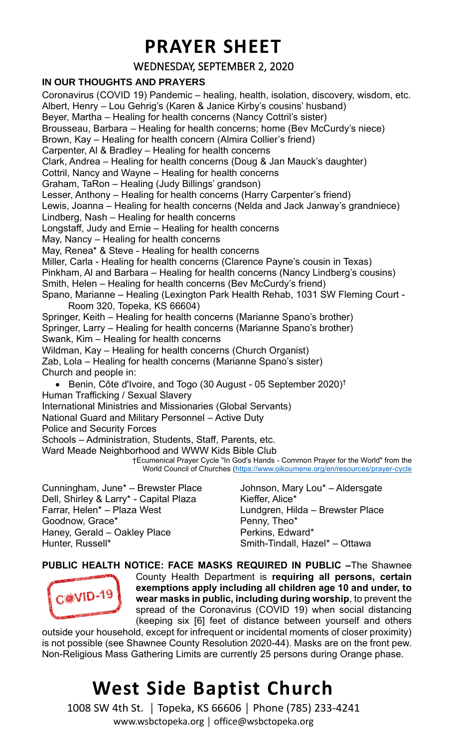# PRAYER SHEET

WEDNESDAY, SEPTEMBER 2, 2020

**IN OUR THOUGHTS AND PRAYERS**

Coronavirus (COVID 19) Pandemic – healing, health, isolation, discovery, wisdom, etc.
Albert, Henry – Lou Gehrig's (Karen & Janice Kirby's cousins' husband)
Beyer, Martha – Healing for health concerns (Nancy Cottril's sister)
Brousseau, Barbara – Healing for health concerns; home (Bev McCurdy's niece)
Brown, Kay – Healing for health concern (Almira Collier's friend)
Carpenter, Al & Bradley – Healing for health concerns
Clark, Andrea – Healing for health concerns (Doug & Jan Mauck's daughter)
Cottril, Nancy and Wayne – Healing for health concerns
Graham, TaRon – Healing (Judy Billings' grandson)
Lesser, Anthony – Healing for health concerns (Harry Carpenter's friend)
Lewis, Joanna – Healing for health concerns (Nelda and Jack Janway's grandniece)
Lindberg, Nash – Healing for health concerns
Longstaff, Judy and Ernie – Healing for health concerns
May, Nancy – Healing for health concerns
May, Renea* & Steve - Healing for health concerns
Miller, Carla - Healing for health concerns (Clarence Payne's cousin in Texas)
Pinkham, Al and Barbara – Healing for health concerns (Nancy Lindberg's cousins)
Smith, Helen – Healing for health concerns (Bev McCurdy's friend)
Spano, Marianne – Healing (Lexington Park Health Rehab, 1031 SW Fleming Court - Room 320, Topeka, KS 66604)
Springer, Keith – Healing for health concerns (Marianne Spano's brother)
Springer, Larry – Healing for health concerns (Marianne Spano's brother)
Swank, Kim – Healing for health concerns
Wildman, Kay – Healing for health concerns (Church Organist)
Zab, Lola – Healing for health concerns (Marianne Spano's sister)
Church and people in:

- Benin, Côte d'Ivoire, and Togo (30 August - 05 September 2020)†

Human Trafficking / Sexual Slavery
International Ministries and Missionaries (Global Servants)
National Guard and Military Personnel – Active Duty
Police and Security Forces
Schools – Administration, Students, Staff, Parents, etc.
Ward Meade Neighborhood and WWW Kids Bible Club

†Ecumenical Prayer Cycle "In God's Hands - Common Prayer for the World" from the World Council of Churches (https://www.oikoumene.org/en/resources/prayer-cycle

Cunningham, June* – Brewster Place
Dell, Shirley & Larry* - Capital Plaza
Farrar, Helen* – Plaza West
Goodnow, Grace*
Haney, Gerald – Oakley Place
Hunter, Russell*
Johnson, Mary Lou* – Aldersgate
Kieffer, Alice*
Lundgren, Hilda – Brewster Place
Penny, Theo*
Perkins, Edward*
Smith-Tindall, Hazel* – Ottawa

**PUBLIC HEALTH NOTICE: FACE MASKS REQUIRED IN PUBLIC –** The Shawnee County Health Department is **requiring all persons, certain exemptions apply including all children age 10 and under, to wear masks in public, including during worship**, to prevent the spread of the Coronavirus (COVID 19) when social distancing (keeping six [6] feet of distance between yourself and others outside your household, except for infrequent or incidental moments of closer proximity) is not possible (see Shawnee County Resolution 2020-44). Masks are on the front pew. Non-Religious Mass Gathering Limits are currently 25 persons during Orange phase.

# West Side Baptist Church

1008 SW 4th St. | Topeka, KS 66606 | Phone (785) 233-4241
www.wsbctopeka.org | office@wsbctopeka.org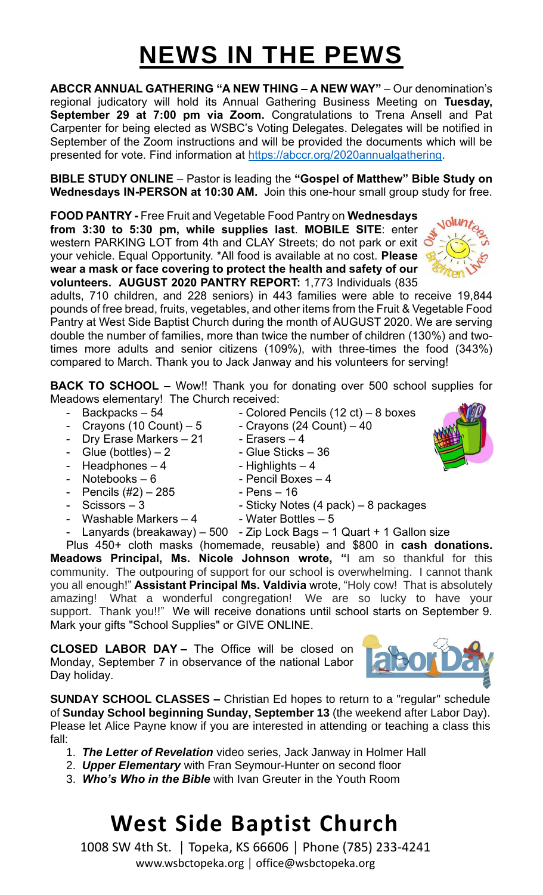# NEWS IN THE PEWS

**ABCCR ANNUAL GATHERING "A NEW THING – A NEW WAY"** – Our denomination's regional judicatory will hold its Annual Gathering Business Meeting on **Tuesday, September 29 at 7:00 pm via Zoom.** Congratulations to Trena Ansell and Pat Carpenter for being elected as WSBC's Voting Delegates. Delegates will be notified in September of the Zoom instructions and will be provided the documents which will be presented for vote. Find information at https://abccr.org/2020annualgathering.

**BIBLE STUDY ONLINE** – Pastor is leading the **"Gospel of Matthew" Bible Study on Wednesdays IN-PERSON at 10:30 AM.** Join this one-hour small group study for free.

**FOOD PANTRY -** Free Fruit and Vegetable Food Pantry on **Wednesdays from 3:30 to 5:30 pm, while supplies last**. **MOBILE SITE**: enter western PARKING LOT from 4th and CLAY Streets; do not park or exit your vehicle. Equal Opportunity. *All food is available at no cost. **Please wear a mask or face covering to protect the health and safety of our volunteers. AUGUST 2020 PANTRY REPORT:** 1,773 Individuals (835 adults, 710 children, and 228 seniors) in 443 families were able to receive 19,844 pounds of free bread, fruits, vegetables, and other items from the Fruit & Vegetable Food Pantry at West Side Baptist Church during the month of AUGUST 2020. We are serving double the number of families, more than twice the number of children (130%) and two-times more adults and senior citizens (109%), with three-times the food (343%) compared to March. Thank you to Jack Janway and his volunteers for serving!

**BACK TO SCHOOL –** Wow!! Thank you for donating over 500 school supplies for Meadows elementary! The Church received:

- Backpacks – 54
- Crayons (10 Count) – 5
- Dry Erase Markers – 21
- Glue (bottles) – 2
- Headphones – 4
- Notebooks – 6
- Pencils (#2) – 285
- Scissors – 3
- Washable Markers – 4
- Lanyards (breakaway) – 500
- Colored Pencils (12 ct) – 8 boxes
- Crayons (24 Count) – 40
- Erasers – 4
- Glue Sticks – 36
- Highlights – 4
- Pencil Boxes – 4
- Pens – 16
- Sticky Notes (4 pack) – 8 packages
- Water Bottles – 5
- Zip Lock Bags – 1 Quart + 1 Gallon size

Plus 450+ cloth masks (homemade, reusable) and $800 in **cash donations. Meadows Principal, Ms. Nicole Johnson wrote, "**I am so thankful for this community. The outpouring of support for our school is overwhelming. I cannot thank you all enough!" **Assistant Principal Ms. Valdivia** wrote, "Holy cow! That is absolutely amazing! What a wonderful congregation! We are so lucky to have your support. Thank you!!" We will receive donations until school starts on September 9. Mark your gifts "School Supplies" or GIVE ONLINE.

**CLOSED LABOR DAY –** The Office will be closed on Monday, September 7 in observance of the national Labor Day holiday.

**SUNDAY SCHOOL CLASSES –** Christian Ed hopes to return to a "regular" schedule of **Sunday School beginning Sunday, September 13** (the weekend after Labor Day). Please let Alice Payne know if you are interested in attending or teaching a class this fall:

1. ***The Letter of Revelation*** video series, Jack Janway in Holmer Hall
2. ***Upper Elementary*** with Fran Seymour-Hunter on second floor
3. ***Who's Who in the Bible*** with Ivan Greuter in the Youth Room

# West Side Baptist Church

1008 SW 4th St. | Topeka, KS 66606 | Phone (785) 233-4241
www.wsbctopeka.org | office@wsbctopeka.org